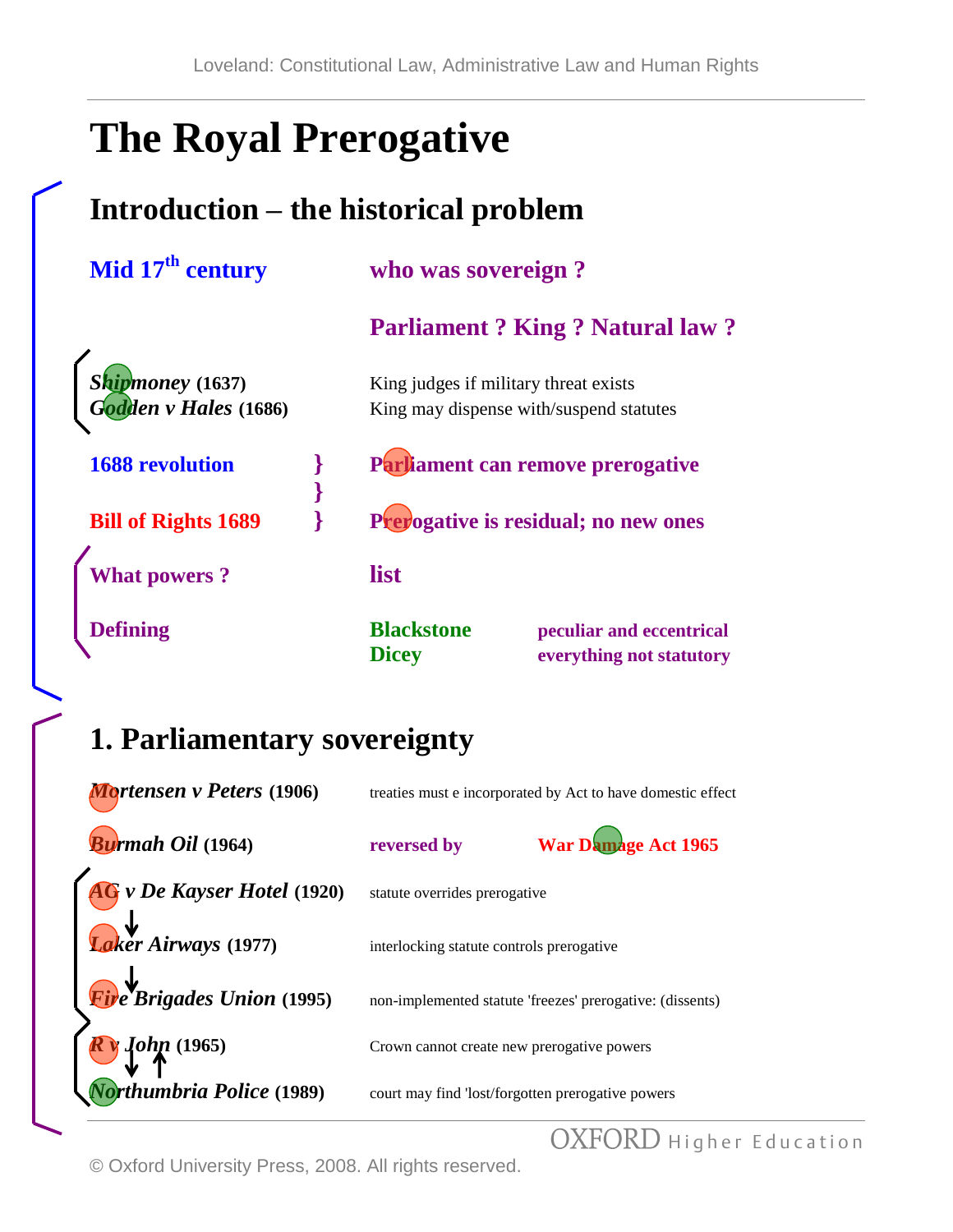# The Royal Prerogative

## Introduction – the historical problem

**Mid 17th century** — **who was sovereign ?**

**Parliament ? King ? Natural law ?**

***Shipmoney* (1637)** — King judges if military threat exists

***Godden v Hales* (1686)** — King may dispense with/suspend statutes

**1688 revolution** } **Parliament can remove prerogative**

}

**Bill of Rights 1689** } **Prerogative is residual; no new ones**

**What powers ?** — **list**

**Defining** — **Blackstone** — **peculiar and eccentrical**

**Dicey** — **everything not statutory**

## 1. Parliamentary sovereignty

***Mortensen v Peters* (1906)** — treaties must e incorporated by Act to have domestic effect

***Burmah Oil* (1964)** — **reversed by** — **War Damage Act 1965**

***AG v De Kayser Hotel* (1920)** — statute overrides prerogative

↓

***Laker Airways* (1977)** — interlocking statute controls prerogative

↓

***Fire Brigades Union* (1995)** — non-implemented statute 'freezes' prerogative: (dissents)

***R v John* (1965)** — Crown cannot create new prerogative powers

↓ ↑

***Northumbria Police* (1989)** — court may find 'lost/forgotten prerogative powers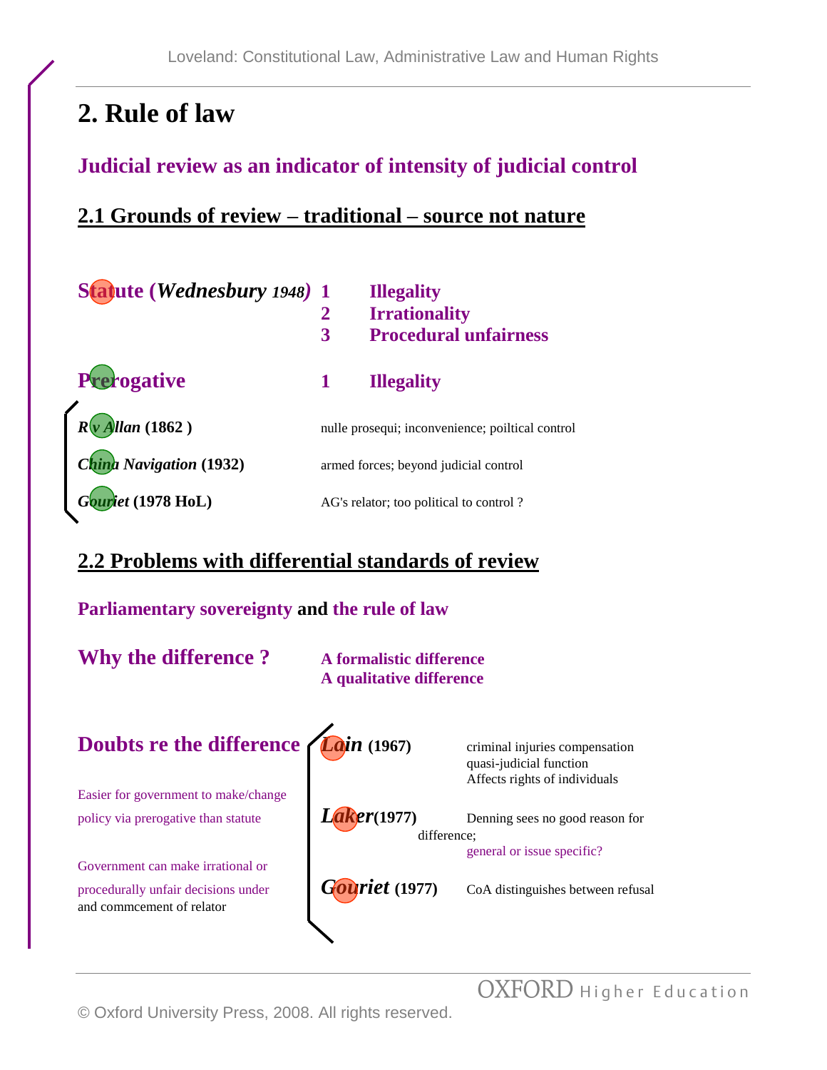# 2. Rule of law

## Judicial review as an indicator of intensity of judicial control

### 2.1 Grounds of review – traditional – source not nature

**Statute (*Wednesbury* 1948)**

1. **Illegality**
2. **Irrationality**
3. **Procedural unfairness**

**Prerogative**

1. **Illegality**

| | |
|---|---|
| ***R v Allan* (1862 )** | nulle prosequi; inconvenience; poiltical control |
| ***China Navigation* (1932)** | armed forces; beyond judicial control |
| ***Gouriet* (1978 HoL)** | AG's relator; too political to control ? |

### 2.2 Problems with differential standards of review

**Parliamentary sovereignty and the rule of law**

**Why the difference ?**

- **A formalistic difference**
- **A qualitative difference**

**Doubts re the difference**

Easier for government to make/change policy via prerogative than statute

Government can make irrational or procedurally unfair decisions under and commcement of relator

| | |
|---|---|
| ***Lain* (1967)** | criminal injuries compensation<br>quasi-judicial function<br>Affects rights of individuals |
| ***Laker* (1977)** | Denning sees no good reason for difference;<br>general or issue specific? |
| ***Gouriet* (1977)** | CoA distinguishes between refusal |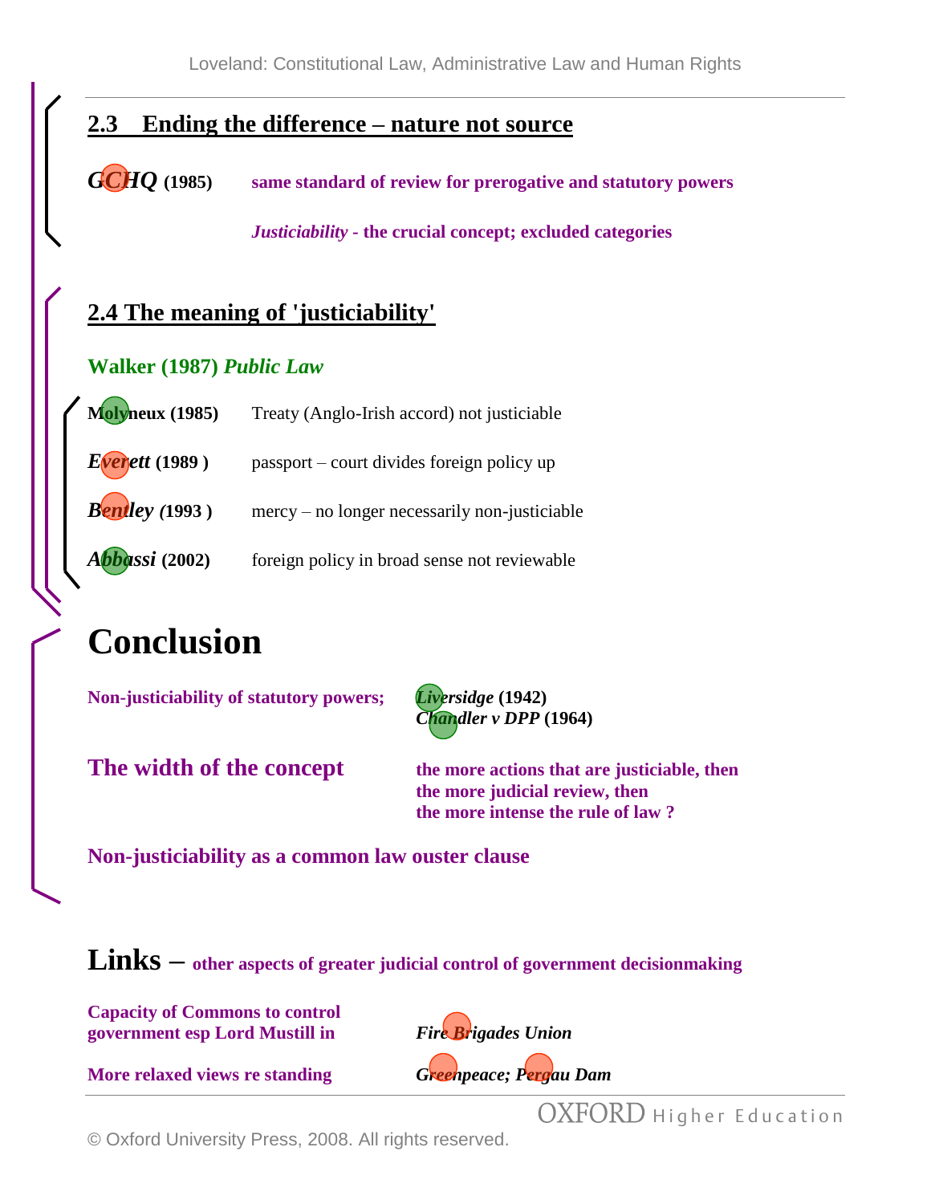## 2.3 Ending the difference – nature not source

***GCHQ* (1985)** — **same standard of review for prerogative and statutory powers**

***Justiciability* - the crucial concept; excluded categories**

## 2.4 The meaning of 'justiciability'

**Walker (1987) *Public Law***

| | |
|---|---|
| **Molyneux (1985)** | Treaty (Anglo-Irish accord) not justiciable |
| ***Everett* (1989 )** | passport – court divides foreign policy up |
| ***Bentley (*1993 )** | mercy – no longer necessarily non-justiciable |
| ***Abbassi* (2002)** | foreign policy in broad sense not reviewable |

# Conclusion

**Non-justiciability of statutory powers;** — ***Liversidge* (1942)**, ***Chandler v DPP* (1964)**

**The width of the concept** — **the more actions that are justiciable, then the more judicial review, then the more intense the rule of law ?**

**Non-justiciability as a common law ouster clause**

# Links – other aspects of greater judicial control of government decisionmaking

**Capacity of Commons to control government esp Lord Mustill in** — ***Fire Brigades Union***

**More relaxed views re standing** — ***Greenpeace; Pergau Dam***